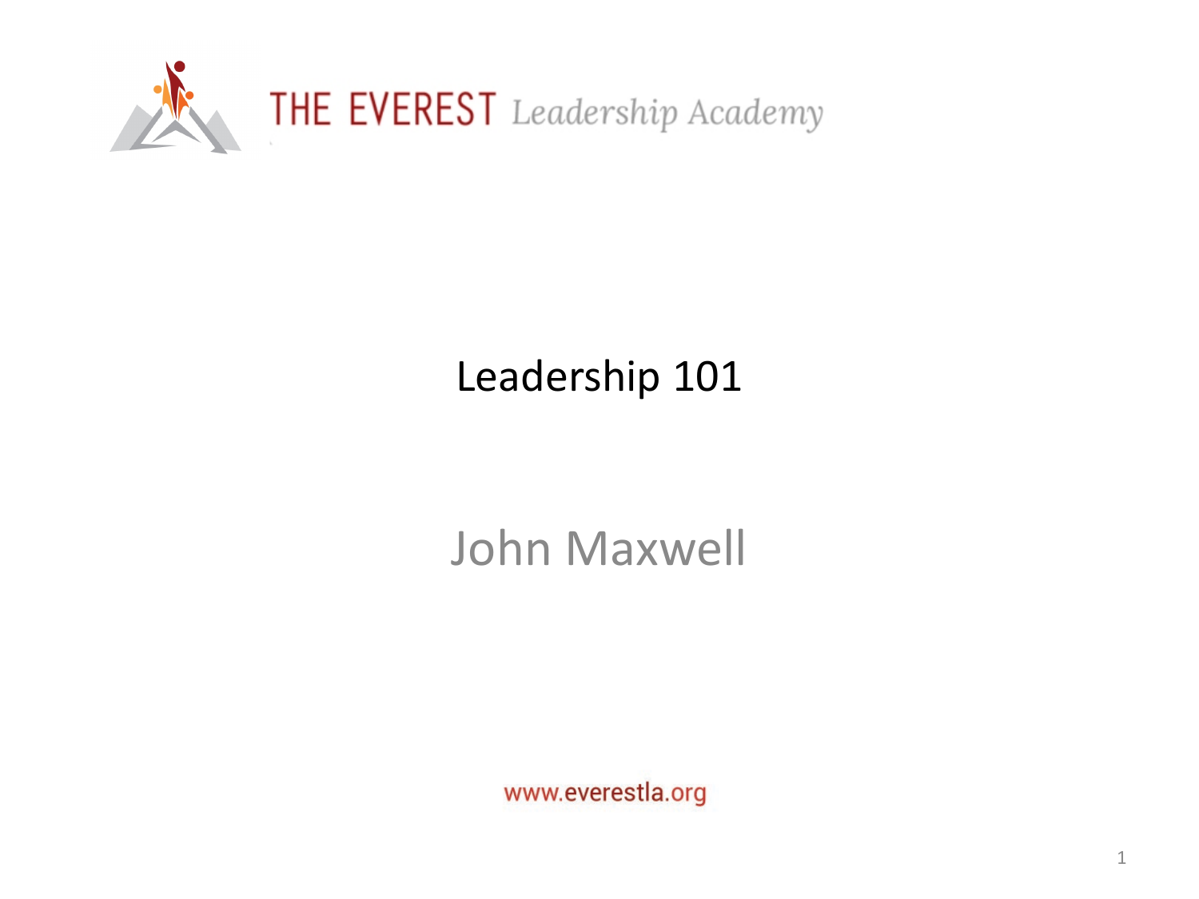THE EVEREST *Leadership Academy*

# Leadership 101

## John Maxwell

www.everestla.org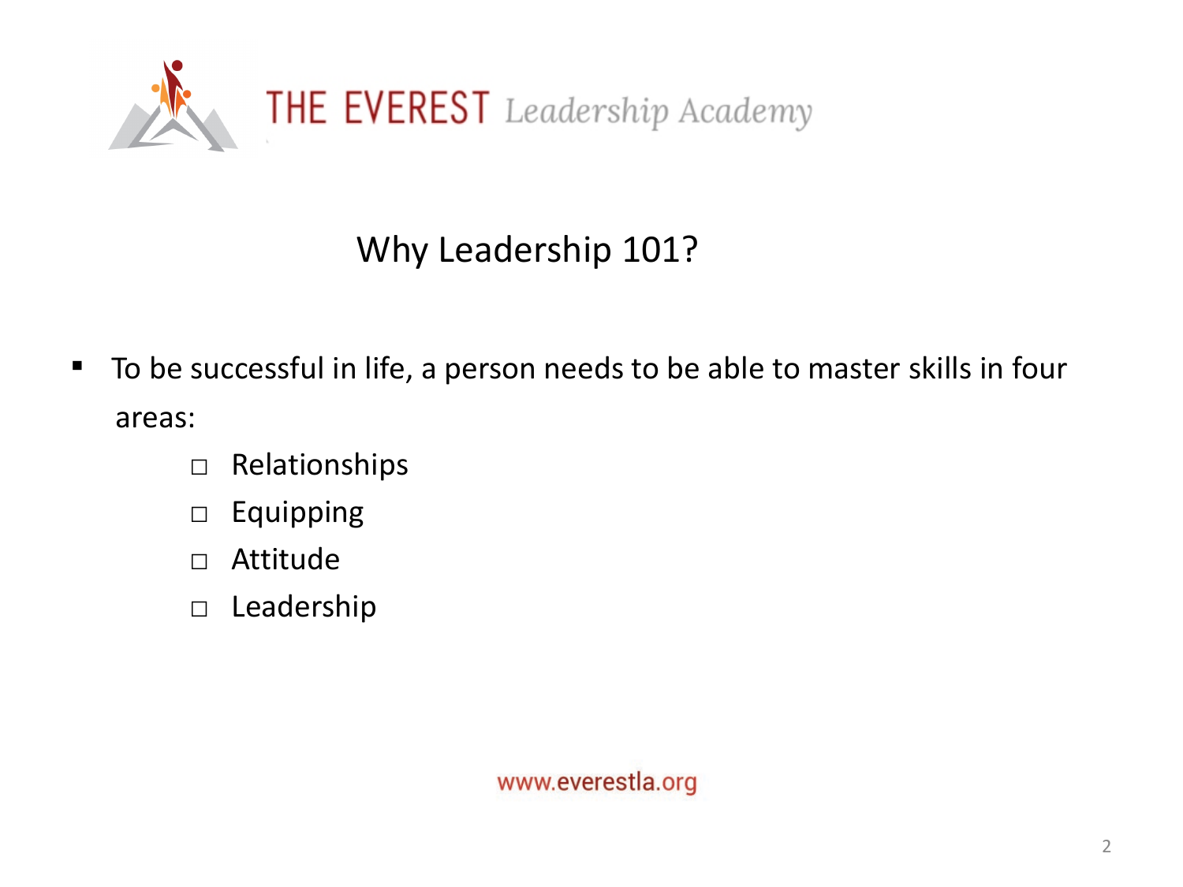THE EVEREST *Leadership Academy*

## Why Leadership 101?

- To be successful in life, a person needs to be able to master skills in four areas:
  - Relationships
  - Equipping
  - Attitude
  - Leadership

www.everestla.org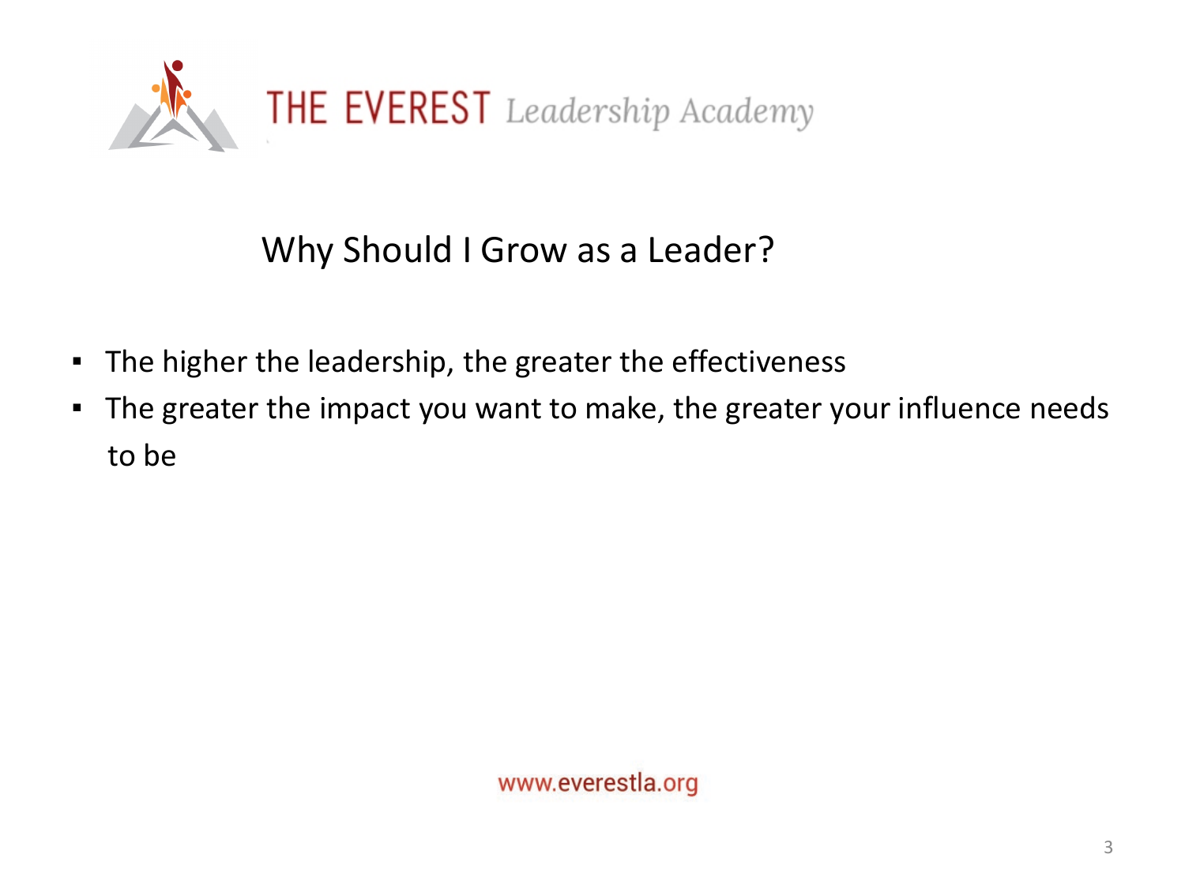THE EVEREST *Leadership Academy*

## Why Should I Grow as a Leader?

- The higher the leadership, the greater the effectiveness
- The greater the impact you want to make, the greater your influence needs to be

www.everestla.org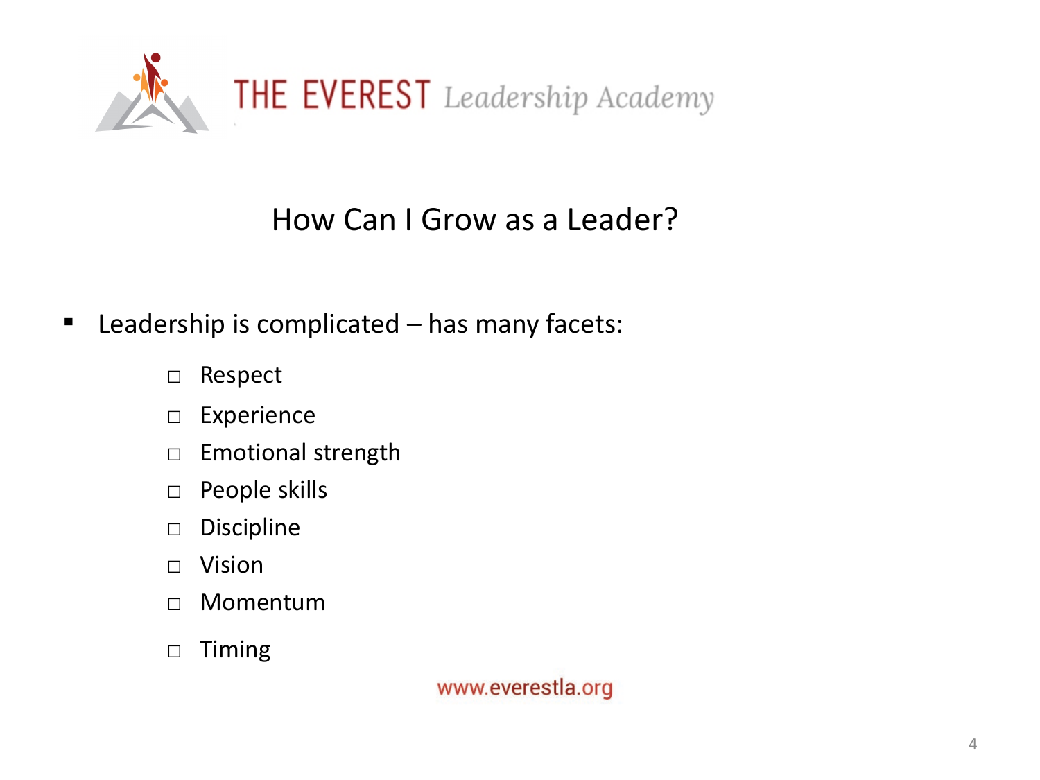THE EVEREST *Leadership Academy*

## How Can I Grow as a Leader?

- Leadership is complicated – has many facets:
  - Respect
  - Experience
  - Emotional strength
  - People skills
  - Discipline
  - Vision
  - Momentum
  - Timing

www.everestla.org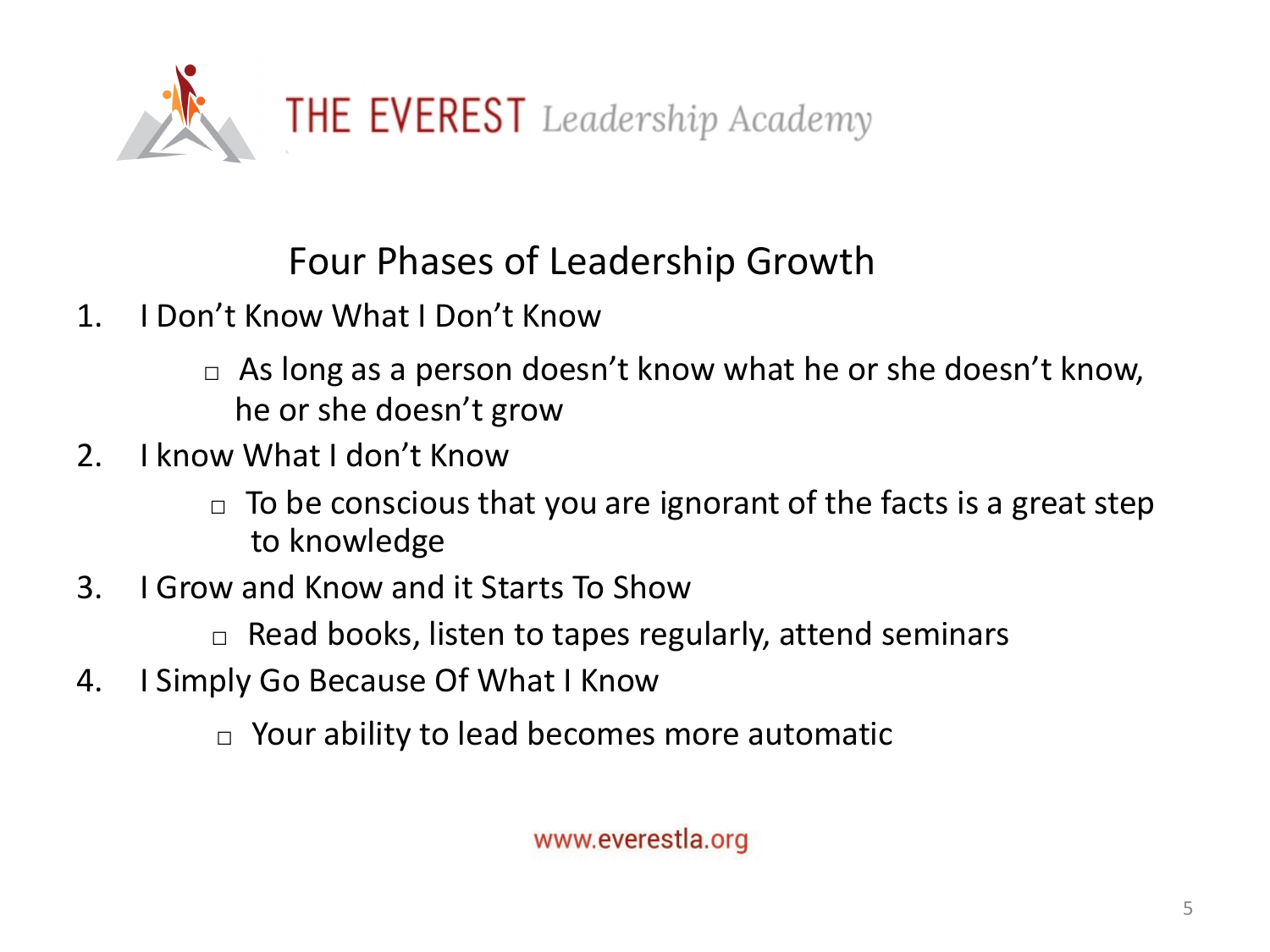THE EVEREST *Leadership Academy*

## Four Phases of Leadership Growth

1. I Don't Know What I Don't Know
   - As long as a person doesn't know what he or she doesn't know, he or she doesn't grow
2. I know What I don't Know
   - To be conscious that you are ignorant of the facts is a great step to knowledge
3. I Grow and Know and it Starts To Show
   - Read books, listen to tapes regularly, attend seminars
4. I Simply Go Because Of What I Know
   - Your ability to lead becomes more automatic

www.everestla.org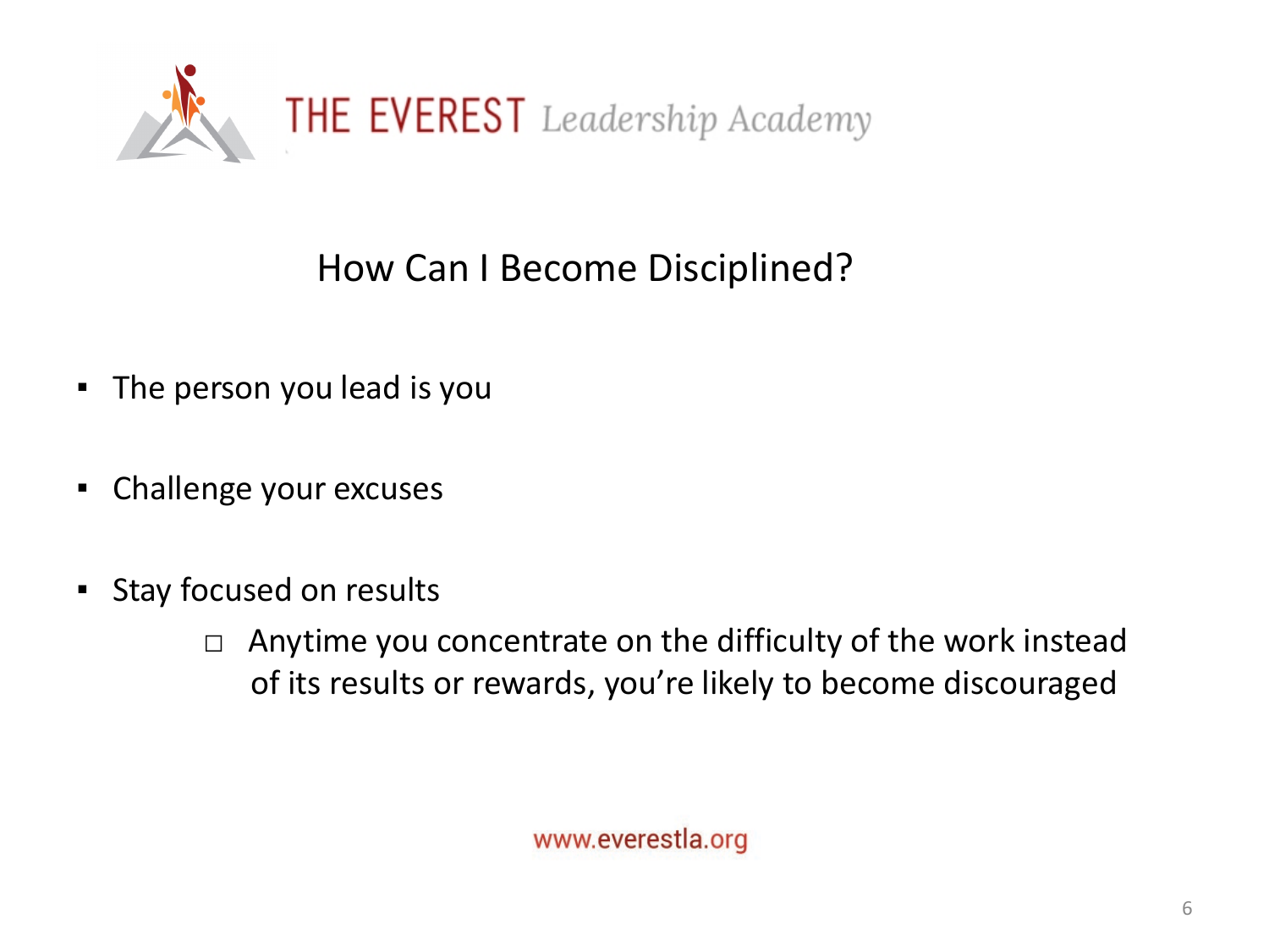THE EVEREST *Leadership Academy*

## How Can I Become Disciplined?

- The person you lead is you
- Challenge your excuses
- Stay focused on results
  - Anytime you concentrate on the difficulty of the work instead of its results or rewards, you're likely to become discouraged

www.everestla.org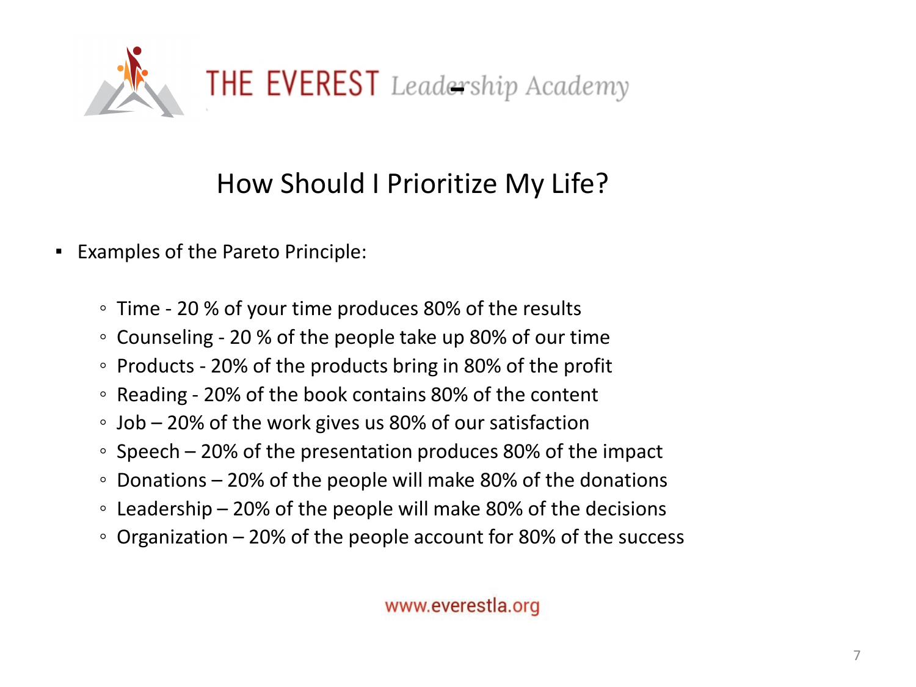# How Should I Prioritize My Life?

- Examples of the Pareto Principle:
  - Time - 20 % of your time produces 80% of the results
  - Counseling - 20 % of the people take up 80% of our time
  - Products - 20% of the products bring in 80% of the profit
  - Reading - 20% of the book contains 80% of the content
  - Job – 20% of the work gives us 80% of our satisfaction
  - Speech – 20% of the presentation produces 80% of the impact
  - Donations – 20% of the people will make 80% of the donations
  - Leadership – 20% of the people will make 80% of the decisions
  - Organization – 20% of the people account for 80% of the success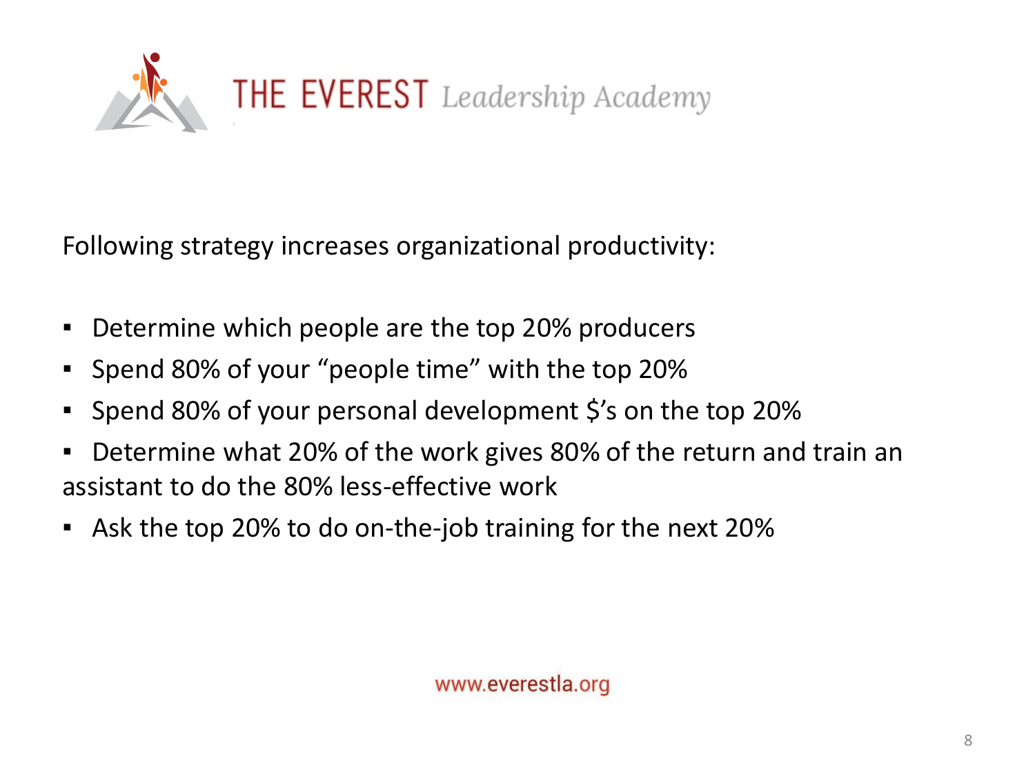Following strategy increases organizational productivity:

- Determine which people are the top 20% producers
- Spend 80% of your "people time" with the top 20%
- Spend 80% of your personal development $'s on the top 20%
- Determine what 20% of the work gives 80% of the return and train an assistant to do the 80% less-effective work
- Ask the top 20% to do on-the-job training for the next 20%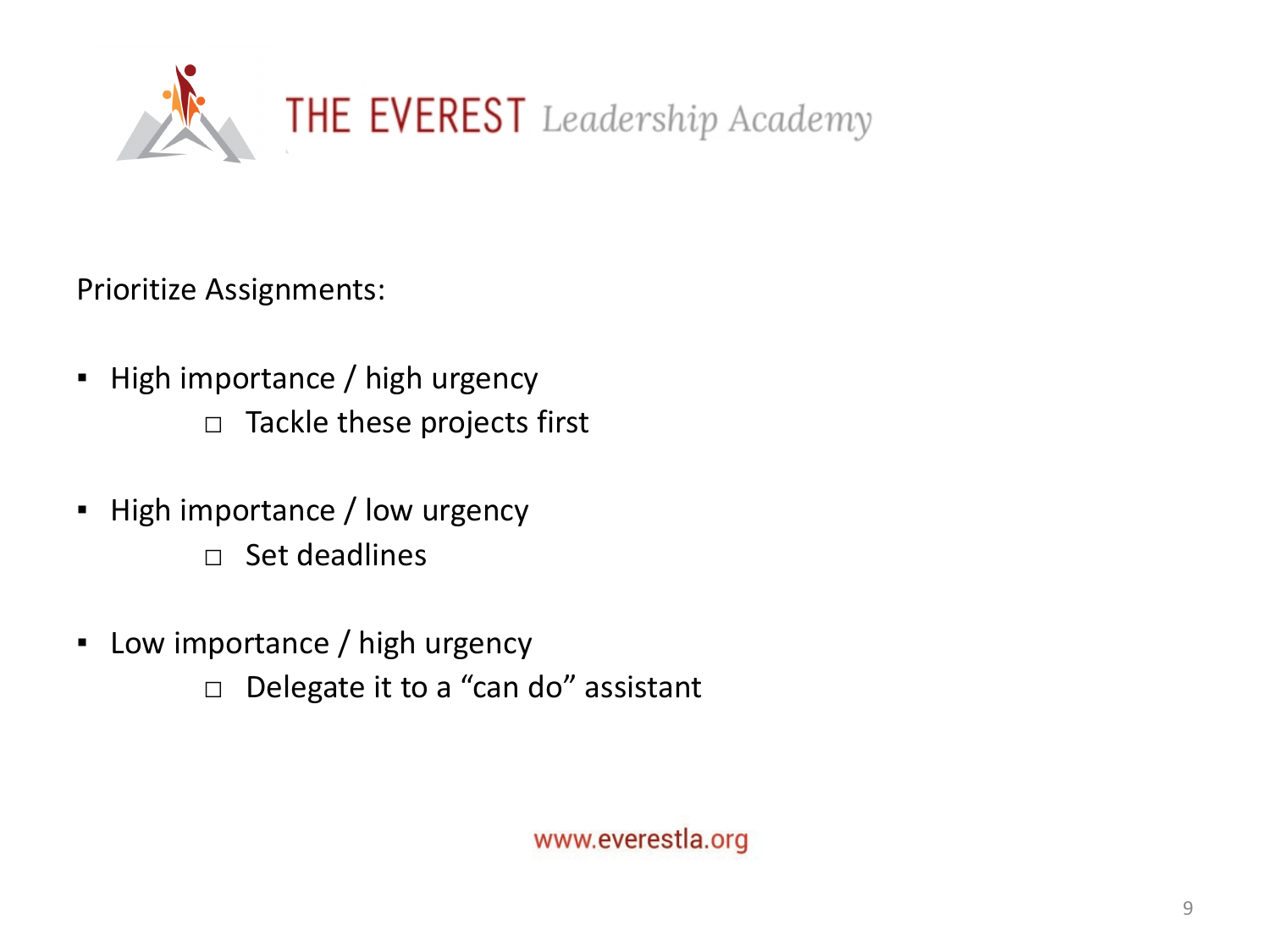Prioritize Assignments:

- High importance / high urgency
    - Tackle these projects first
- High importance / low urgency
    - Set deadlines
- Low importance / high urgency
    - Delegate it to a “can do” assistant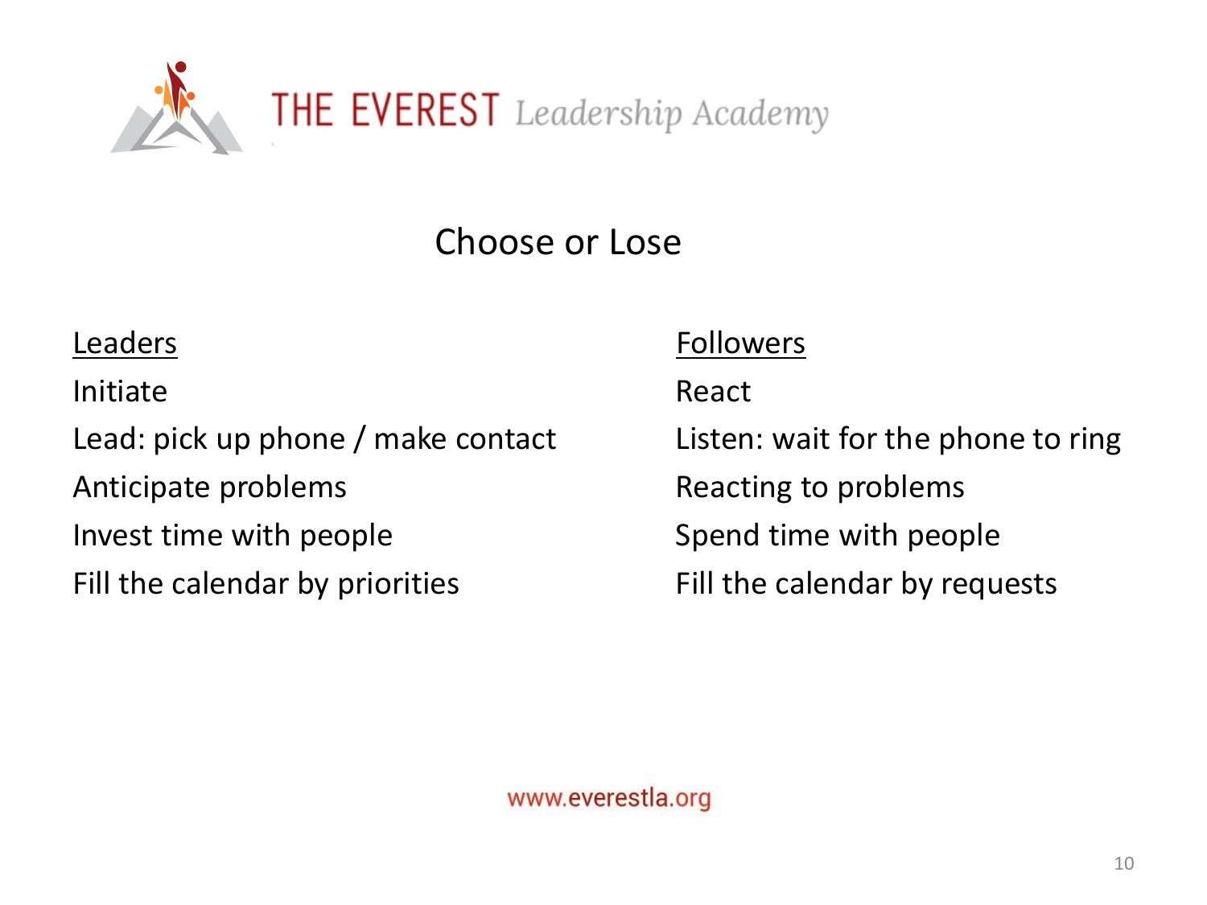THE EVEREST *Leadership Academy*

# Choose or Lose

| Leaders | Followers |
| --- | --- |
| Initiate | React |
| Lead: pick up phone / make contact | Listen: wait for the phone to ring |
| Anticipate problems | Reacting to problems |
| Invest time with people | Spend time with people |
| Fill the calendar by priorities | Fill the calendar by requests |

www.everestla.org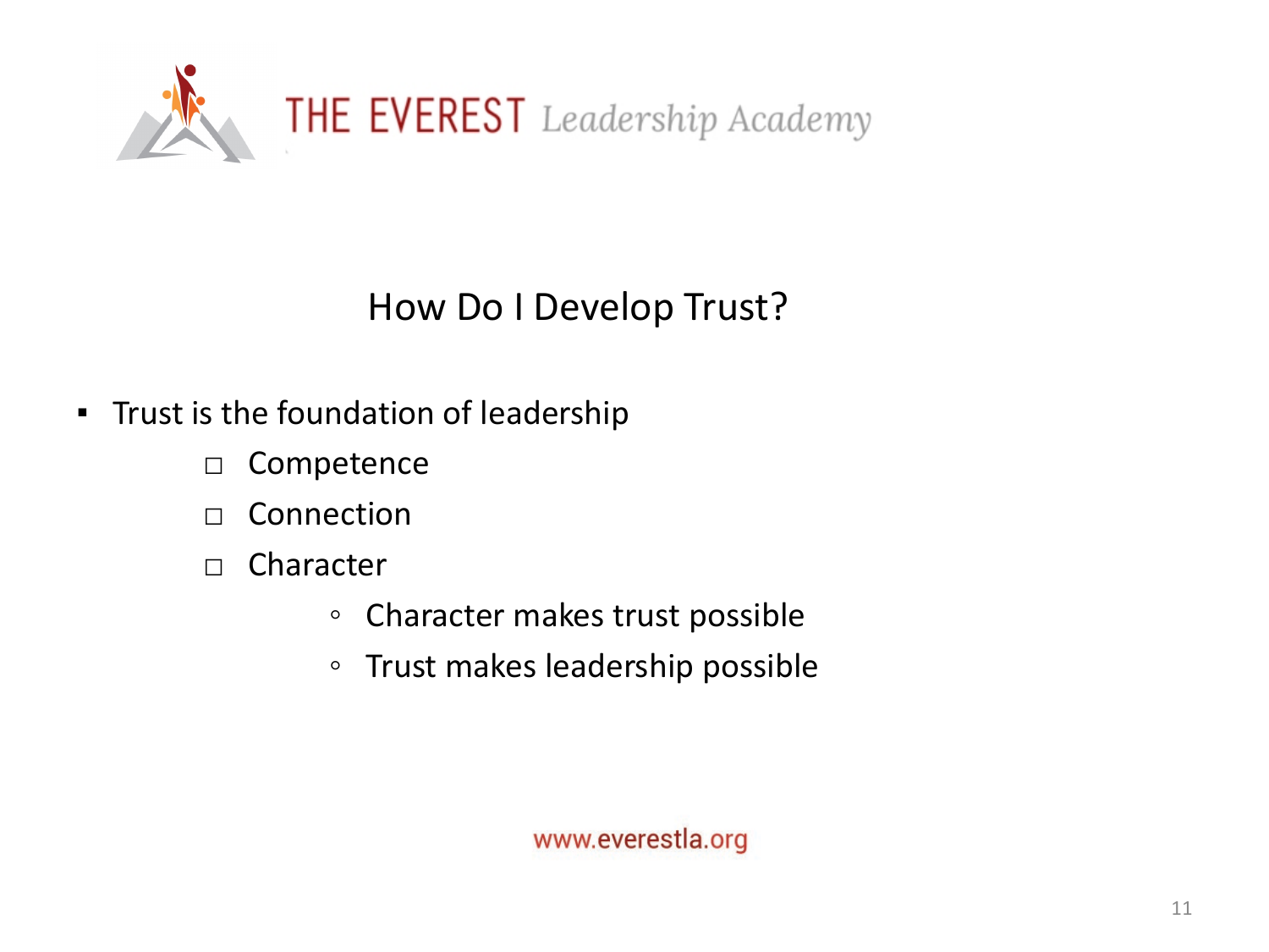THE EVEREST *Leadership Academy*

## How Do I Develop Trust?

- Trust is the foundation of leadership
  - Competence
  - Connection
  - Character
    - Character makes trust possible
    - Trust makes leadership possible

www.everestla.org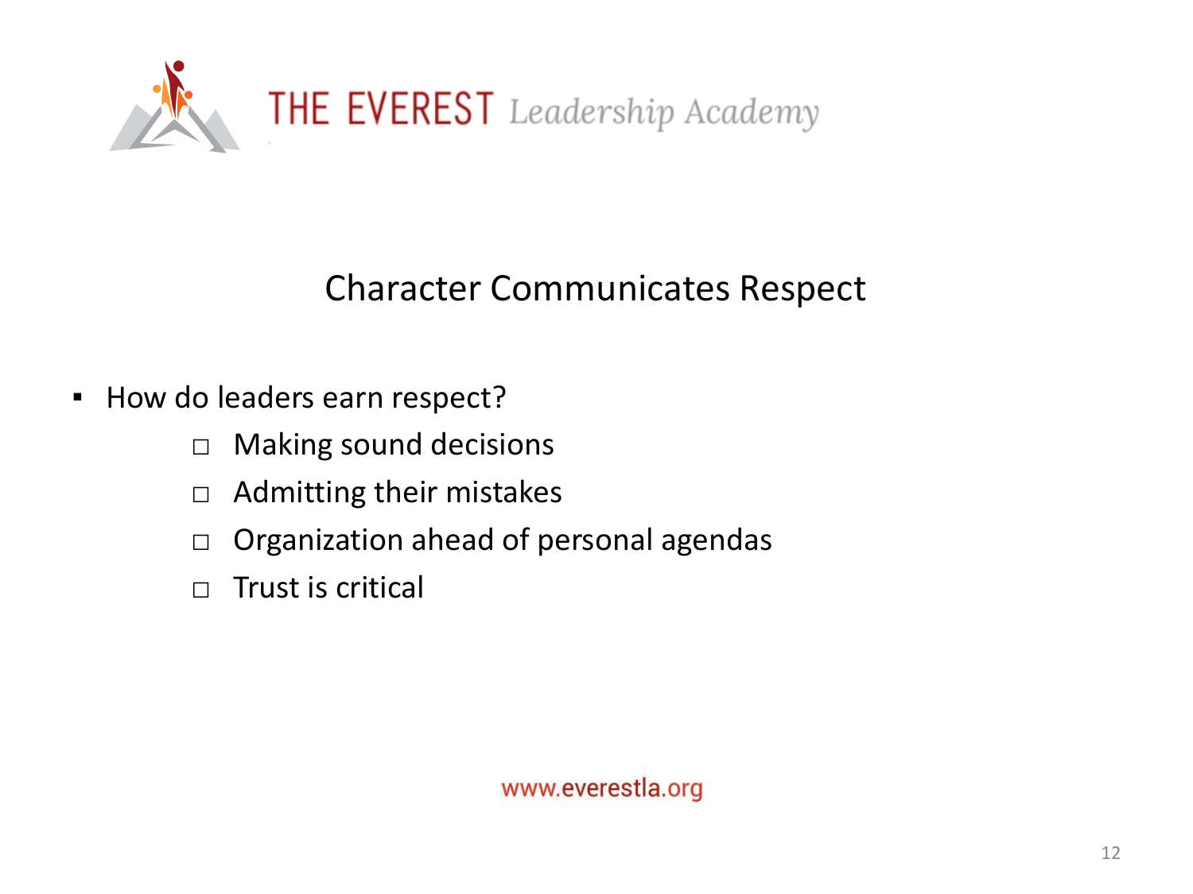## Character Communicates Respect

- How do leaders earn respect?
  - Making sound decisions
  - Admitting their mistakes
  - Organization ahead of personal agendas
  - Trust is critical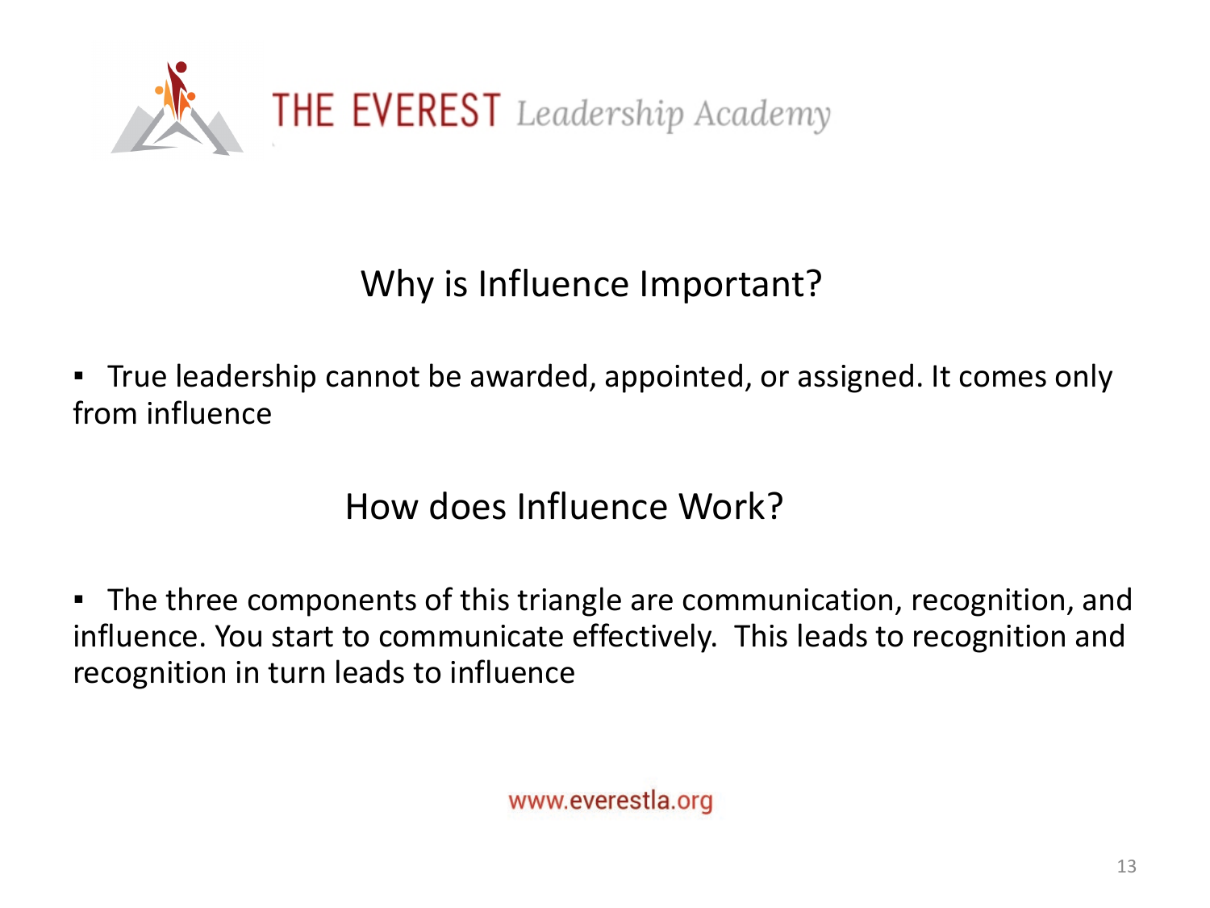## Why is Influence Important?

- True leadership cannot be awarded, appointed, or assigned. It comes only from influence

## How does Influence Work?

- The three components of this triangle are communication, recognition, and influence. You start to communicate effectively. This leads to recognition and recognition in turn leads to influence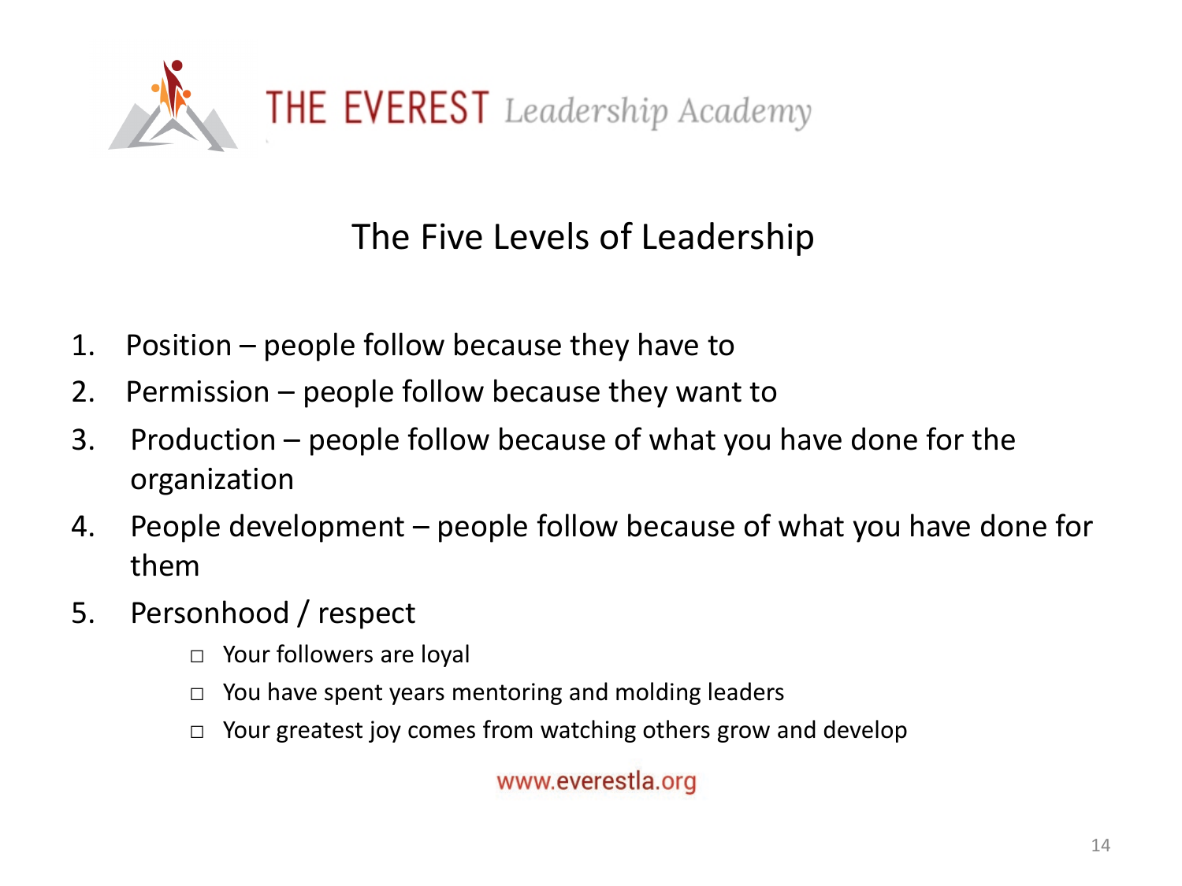THE EVEREST *Leadership Academy*

## The Five Levels of Leadership

1. Position – people follow because they have to
2. Permission – people follow because they want to
3. Production – people follow because of what you have done for the organization
4. People development – people follow because of what you have done for them
5. Personhood / respect
   - Your followers are loyal
   - You have spent years mentoring and molding leaders
   - Your greatest joy comes from watching others grow and develop

www.everestla.org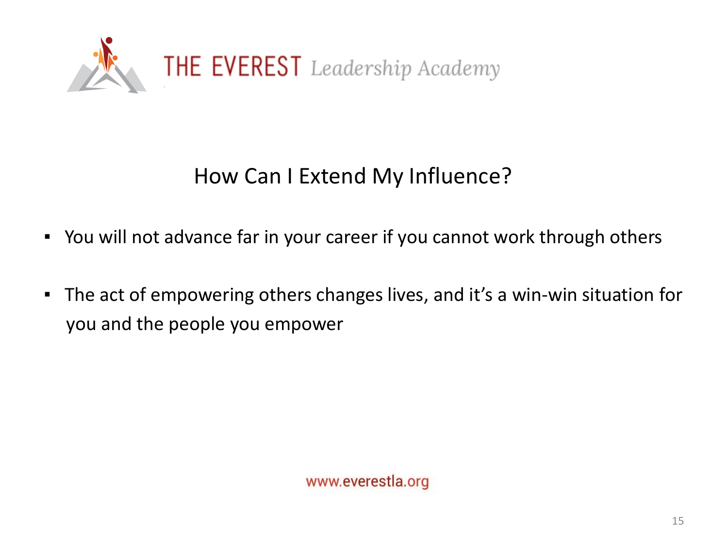# How Can I Extend My Influence?

- You will not advance far in your career if you cannot work through others
- The act of empowering others changes lives, and it's a win-win situation for you and the people you empower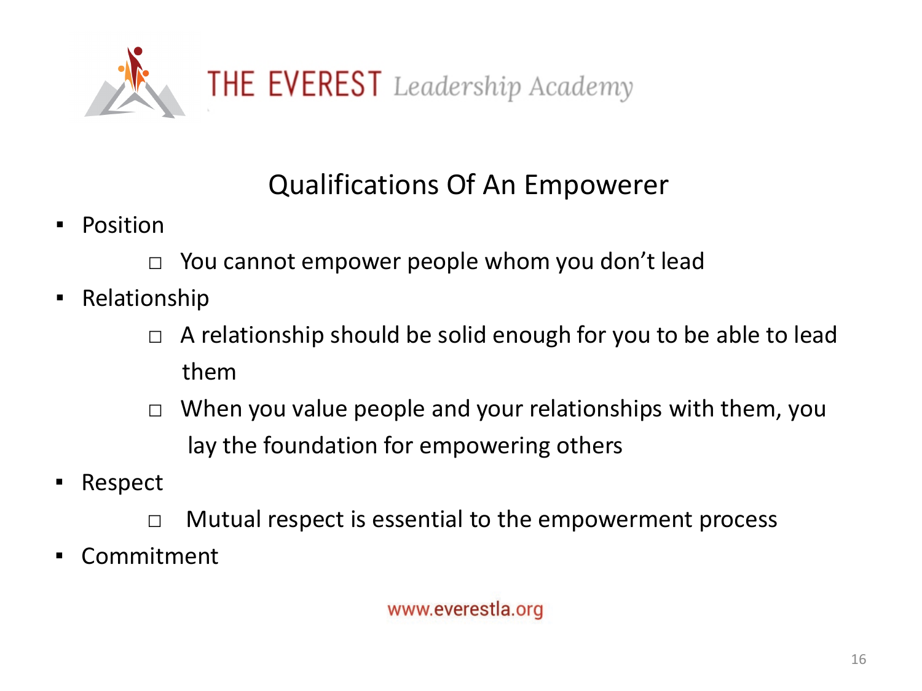# Qualifications Of An Empowerer

- Position
  - You cannot empower people whom you don't lead
- Relationship
  - A relationship should be solid enough for you to be able to lead them
  - When you value people and your relationships with them, you lay the foundation for empowering others
- Respect
  - Mutual respect is essential to the empowerment process
- Commitment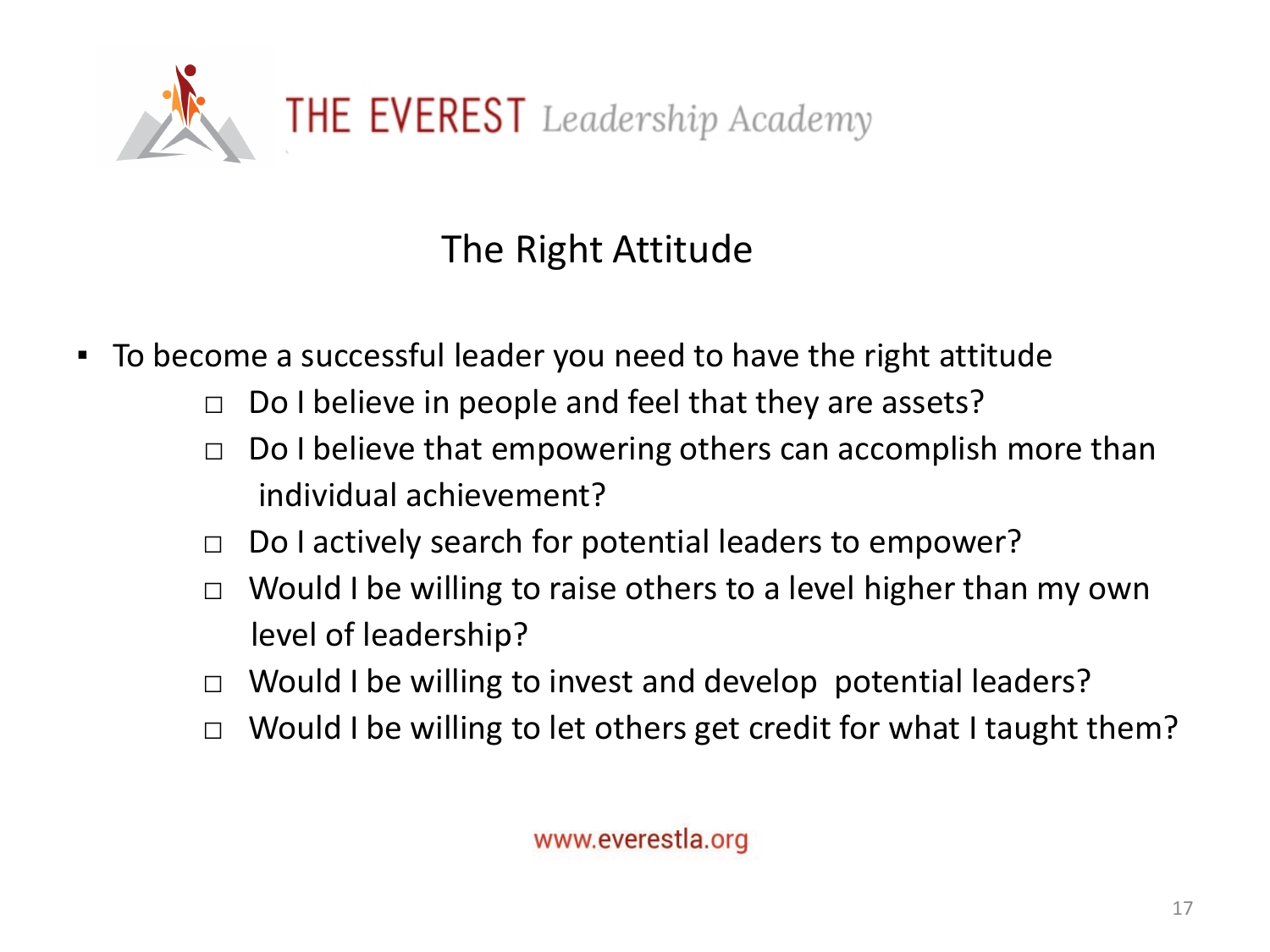THE EVEREST *Leadership Academy*

## The Right Attitude

- To become a successful leader you need to have the right attitude
  - □ Do I believe in people and feel that they are assets?
  - □ Do I believe that empowering others can accomplish more than individual achievement?
  - □ Do I actively search for potential leaders to empower?
  - □ Would I be willing to raise others to a level higher than my own level of leadership?
  - □ Would I be willing to invest and develop potential leaders?
  - □ Would I be willing to let others get credit for what I taught them?

www.everestla.org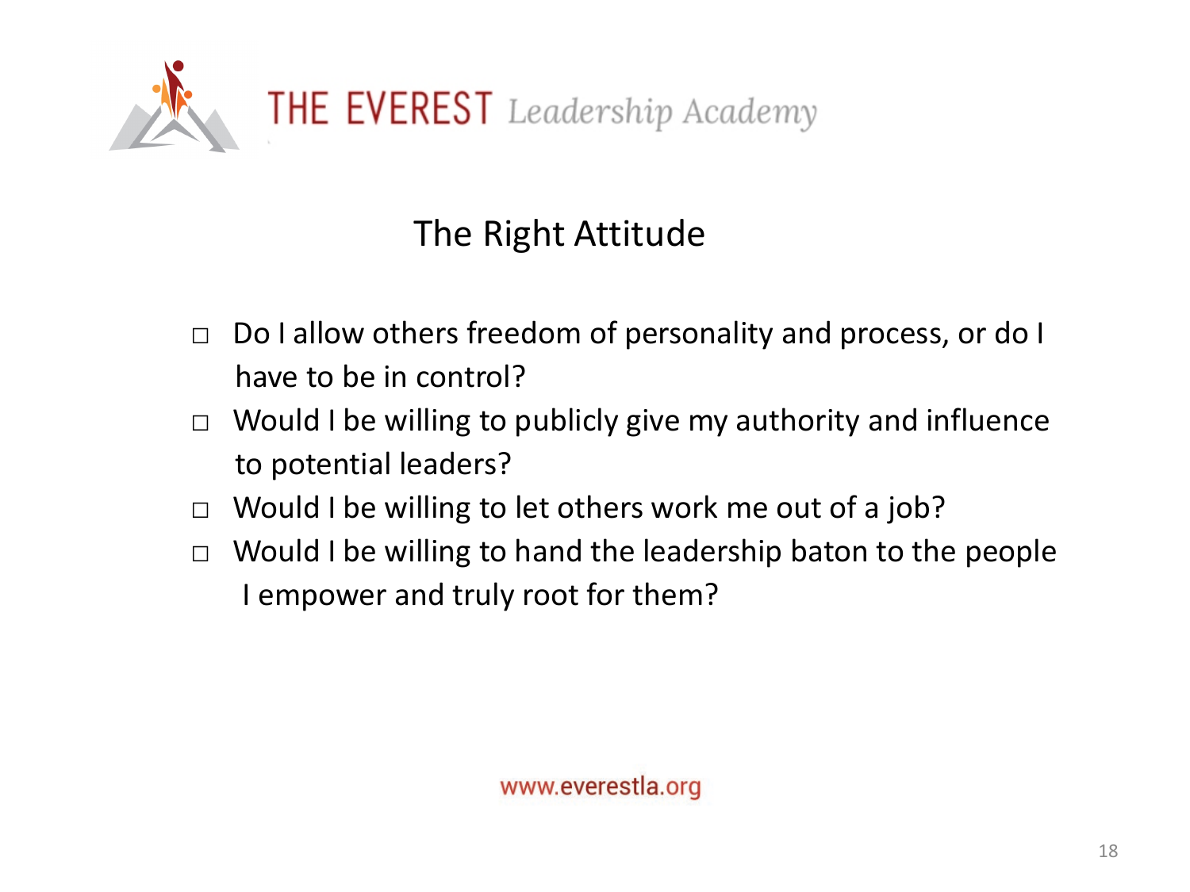THE EVEREST *Leadership Academy*

## The Right Attitude

- ☐ Do I allow others freedom of personality and process, or do I have to be in control?
- ☐ Would I be willing to publicly give my authority and influence to potential leaders?
- ☐ Would I be willing to let others work me out of a job?
- ☐ Would I be willing to hand the leadership baton to the people I empower and truly root for them?

www.everestla.org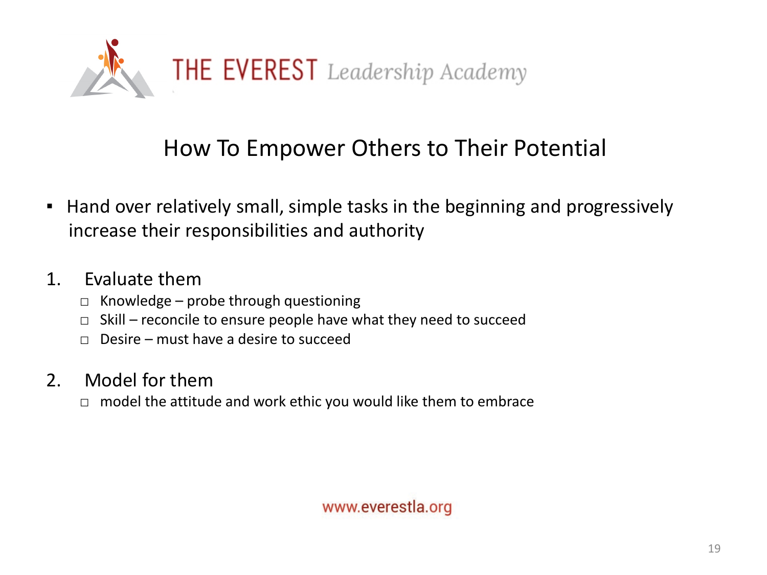THE EVEREST *Leadership Academy*

## How To Empower Others to Their Potential

- Hand over relatively small, simple tasks in the beginning and progressively increase their responsibilities and authority

1. Evaluate them
   - Knowledge – probe through questioning
   - Skill – reconcile to ensure people have what they need to succeed
   - Desire – must have a desire to succeed

2. Model for them
   - model the attitude and work ethic you would like them to embrace

www.everestla.org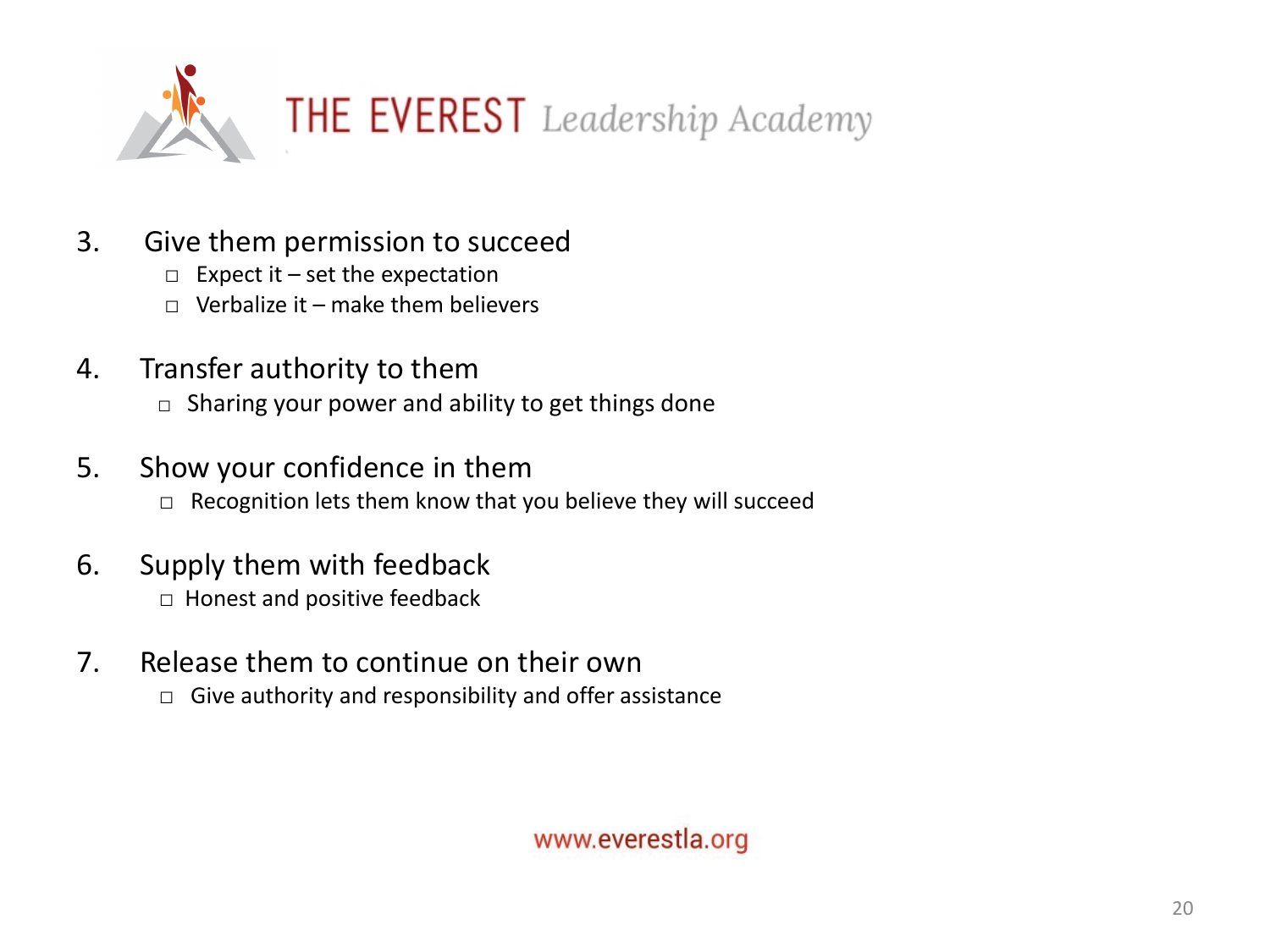# THE EVEREST *Leadership Academy*

3. Give them permission to succeed
    - Expect it – set the expectation
    - Verbalize it – make them believers
4. Transfer authority to them
    - Sharing your power and ability to get things done
5. Show your confidence in them
    - Recognition lets them know that you believe they will succeed
6. Supply them with feedback
    - Honest and positive feedback
7. Release them to continue on their own
    - Give authority and responsibility and offer assistance

www.everestla.org